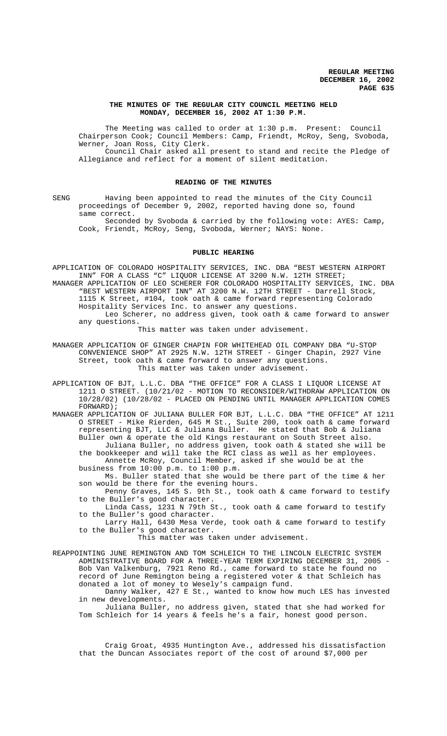# THE MINUTES OF THE REGULAR CITY COUNCIL MEETING HELD MONDAY, DECEMBER 16, 2002 AT 1:30 P.M.

The Meeting was called to order at 1:30 p.m. Present: Council Chairperson Cook; Council Members: Camp, Friendt, McRoy, Seng, Svoboda, Werner, Joan Ross, City Clerk.

Council Chair asked all present to stand and recite the Pledge of Allegiance and reflect for a moment of silent meditation.

## READING OF THE MINUTES

SENG Having been appointed to read the minutes of the City Council proceedings of December 9, 2002, reported having done so, found same correct.

Seconded by Svoboda & carried by the following vote: AYES: Camp, Cook, Friendt, McRoy, Seng, Svoboda, Werner; NAYS: None.

## PUBLIC HEARING

APPLICATION OF COLORADO HOSPITALITY SERVICES, INC. DBA "BEST WESTERN AIRPORT INN" FOR A CLASS "C" LIQUOR LICENSE AT 3200 N.W. 12TH STREET;

MANAGER APPLICATION OF LEO SCHERER FOR COLORADO HOSPITALITY SERVICES, INC. DBA "BEST WESTERN AIRPORT INN" AT 3200 N.W. 12TH STREET - Darrell Stock, 1115 K Street, #104, took oath & came forward representing Colorado Hospitality Services Inc. to answer any questions.

Leo Scherer, no address given, took oath & came forward to answer any questions.

This matter was taken under advisement.

MANAGER APPLICATION OF GINGER CHAPIN FOR WHITEHEAD OIL COMPANY DBA "U-STOP CONVENIENCE SHOP" AT 2925 N.W. 12TH STREET - Ginger Chapin, 2927 Vine Street, took oath & came forward to answer any questions.

This matter was taken under advisement.

APPLICATION OF BJT, L.L.C. DBA "THE OFFICE" FOR A CLASS I LIQUOR LICENSE AT 1211 O STREET. (10/21/02 - MOTION TO RECONSIDER/WITHDRAW APPLICATION ON 10/28/02) (10/28/02 - PLACED ON PENDING UNTIL MANAGER APPLICATION COMES FORWARD);

MANAGER APPLICATION OF JULIANA BULLER FOR BJT, L.L.C. DBA "THE OFFICE" AT 1211 O STREET - Mike Rierden, 645 M St., Suite 200, took oath & came forward representing BJT, LLC & Juliana Buller. He stated that Bob & Juliana Buller own & operate the old Kings restaurant on South Street also.

Juliana Buller, no address given, took oath & stated she will be the bookkeeper and will take the RCI class as well as her employees.

Annette McRoy, Council Member, asked if she would be at the business from 10:00 p.m. to 1:00 p.m.

Ms. Buller stated that she would be there part of the time & her son would be there for the evening hours.

Penny Graves, 145 S. 9th St., took oath & came forward to testify to the Buller's good character.

Linda Cass, 1231 N 79th St., took oath & came forward to testify to the Buller's good character.

Larry Hall, 6430 Mesa Verde, took oath & came forward to testify to the Buller's good character.

This matter was taken under advisement.

REAPPOINTING JUNE REMINGTON AND TOM SCHLEICH TO THE LINCOLN ELECTRIC SYSTEM ADMINISTRATIVE BOARD FOR A THREE-YEAR TERM EXPIRING DECEMBER 31, 2005 - Bob Van Valkenburg, 7921 Reno Rd., came forward to state he found no record of June Remington being a registered voter & that Schleich has donated a lot of money to Wesely's campaign fund.

Danny Walker, 427 E St., wanted to know how much LES has invested in new developments.

Juliana Buller, no address given, stated that she had worked for Tom Schleich for 14 years & feels he's a fair, honest good person.

Craig Groat, 4935 Huntington Ave., addressed his dissatisfaction that the Duncan Associates report of the cost of around $7,000 per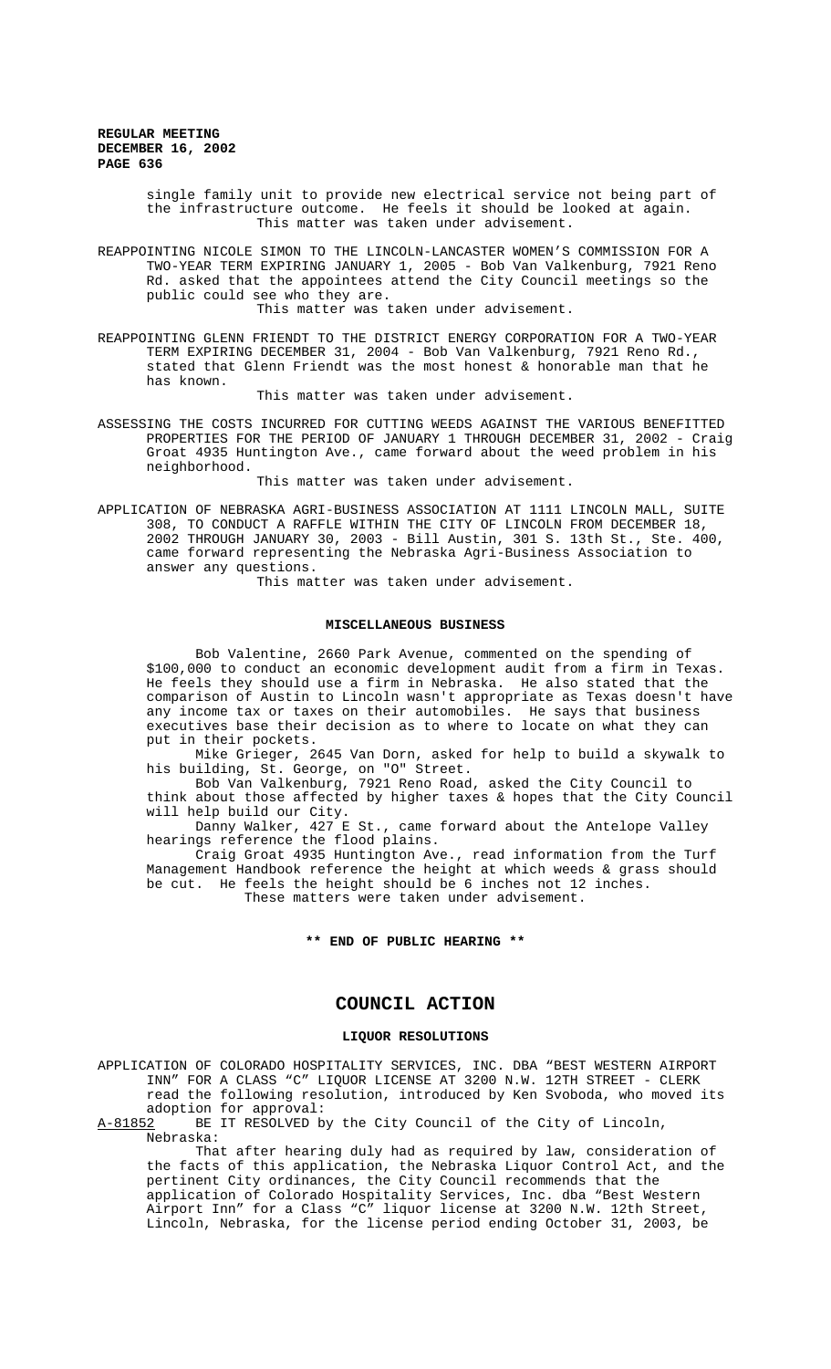single family unit to provide new electrical service not being part of the infrastructure outcome. He feels it should be looked at again.

This matter was taken under advisement.

REAPPOINTING NICOLE SIMON TO THE LINCOLN-LANCASTER WOMEN'S COMMISSION FOR A TWO-YEAR TERM EXPIRING JANUARY 1, 2005 - Bob Van Valkenburg, 7921 Reno Rd. asked that the appointees attend the City Council meetings so the public could see who they are.

This matter was taken under advisement.

REAPPOINTING GLENN FRIENDT TO THE DISTRICT ENERGY CORPORATION FOR A TWO-YEAR TERM EXPIRING DECEMBER 31, 2004 - Bob Van Valkenburg, 7921 Reno Rd., stated that Glenn Friendt was the most honest & honorable man that he has known.

This matter was taken under advisement.

ASSESSING THE COSTS INCURRED FOR CUTTING WEEDS AGAINST THE VARIOUS BENEFITTED PROPERTIES FOR THE PERIOD OF JANUARY 1 THROUGH DECEMBER 31, 2002 - Craig Groat 4935 Huntington Ave., came forward about the weed problem in his neighborhood.

This matter was taken under advisement.

APPLICATION OF NEBRASKA AGRI-BUSINESS ASSOCIATION AT 1111 LINCOLN MALL, SUITE 308, TO CONDUCT A RAFFLE WITHIN THE CITY OF LINCOLN FROM DECEMBER 18, 2002 THROUGH JANUARY 30, 2003 - Bill Austin, 301 S. 13th St., Ste. 400, came forward representing the Nebraska Agri-Business Association to answer any questions.

This matter was taken under advisement.

**MISCELLANEOUS BUSINESS**

Bob Valentine, 2660 Park Avenue, commented on the spending of $100,000 to conduct an economic development audit from a firm in Texas. He feels they should use a firm in Nebraska. He also stated that the comparison of Austin to Lincoln wasn't appropriate as Texas doesn't have any income tax or taxes on their automobiles. He says that business executives base their decision as to where to locate on what they can put in their pockets.

Mike Grieger, 2645 Van Dorn, asked for help to build a skywalk to his building, St. George, on "O" Street.

Bob Van Valkenburg, 7921 Reno Road, asked the City Council to think about those affected by higher taxes & hopes that the City Council will help build our City.

Danny Walker, 427 E St., came forward about the Antelope Valley hearings reference the flood plains.

Craig Groat 4935 Huntington Ave., read information from the Turf Management Handbook reference the height at which weeds & grass should be cut. He feels the height should be 6 inches not 12 inches.

These matters were taken under advisement.

**\*\* END OF PUBLIC HEARING \*\***

# COUNCIL ACTION

## LIQUOR RESOLUTIONS

APPLICATION OF COLORADO HOSPITALITY SERVICES, INC. DBA "BEST WESTERN AIRPORT INN" FOR A CLASS "C" LIQUOR LICENSE AT 3200 N.W. 12TH STREET - CLERK read the following resolution, introduced by Ken Svoboda, who moved its adoption for approval:

A-81852 BE IT RESOLVED by the City Council of the City of Lincoln, Nebraska:

That after hearing duly had as required by law, consideration of the facts of this application, the Nebraska Liquor Control Act, and the pertinent City ordinances, the City Council recommends that the application of Colorado Hospitality Services, Inc. dba "Best Western Airport Inn" for a Class "C" liquor license at 3200 N.W. 12th Street, Lincoln, Nebraska, for the license period ending October 31, 2003, be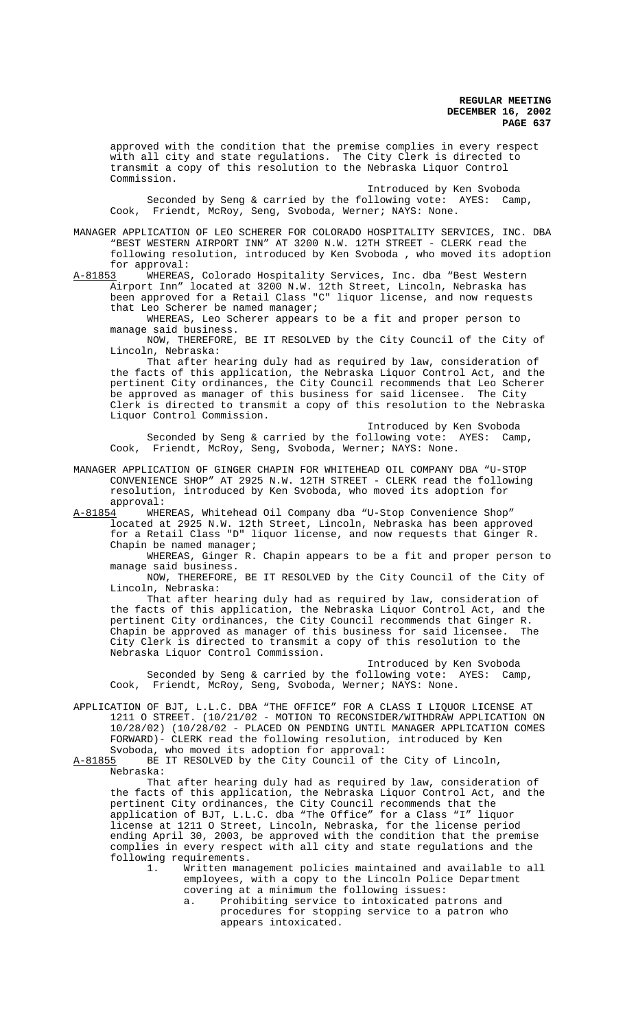approved with the condition that the premise complies in every respect with all city and state regulations. The City Clerk is directed to transmit a copy of this resolution to the Nebraska Liquor Control Commission.

Introduced by Ken Svoboda

Seconded by Seng & carried by the following vote: AYES: Camp, Cook, Friendt, McRoy, Seng, Svoboda, Werner; NAYS: None.

MANAGER APPLICATION OF LEO SCHERER FOR COLORADO HOSPITALITY SERVICES, INC. DBA "BEST WESTERN AIRPORT INN" AT 3200 N.W. 12TH STREET - CLERK read the following resolution, introduced by Ken Svoboda , who moved its adoption for approval:

A-81853 WHEREAS, Colorado Hospitality Services, Inc. dba "Best Western Airport Inn" located at 3200 N.W. 12th Street, Lincoln, Nebraska has been approved for a Retail Class "C" liquor license, and now requests that Leo Scherer be named manager;

WHEREAS, Leo Scherer appears to be a fit and proper person to manage said business.

NOW, THEREFORE, BE IT RESOLVED by the City Council of the City of Lincoln, Nebraska:

That after hearing duly had as required by law, consideration of the facts of this application, the Nebraska Liquor Control Act, and the pertinent City ordinances, the City Council recommends that Leo Scherer be approved as manager of this business for said licensee. The City Clerk is directed to transmit a copy of this resolution to the Nebraska Liquor Control Commission.

Introduced by Ken Svoboda

Seconded by Seng & carried by the following vote: AYES: Camp, Cook, Friendt, McRoy, Seng, Svoboda, Werner; NAYS: None.

MANAGER APPLICATION OF GINGER CHAPIN FOR WHITEHEAD OIL COMPANY DBA "U-STOP CONVENIENCE SHOP" AT 2925 N.W. 12TH STREET - CLERK read the following resolution, introduced by Ken Svoboda, who moved its adoption for approval:

A-81854 WHEREAS, Whitehead Oil Company dba "U-Stop Convenience Shop" located at 2925 N.W. 12th Street, Lincoln, Nebraska has been approved for a Retail Class "D" liquor license, and now requests that Ginger R. Chapin be named manager;

WHEREAS, Ginger R. Chapin appears to be a fit and proper person to manage said business.

NOW, THEREFORE, BE IT RESOLVED by the City Council of the City of Lincoln, Nebraska:

That after hearing duly had as required by law, consideration of the facts of this application, the Nebraska Liquor Control Act, and the pertinent City ordinances, the City Council recommends that Ginger R. Chapin be approved as manager of this business for said licensee. The City Clerk is directed to transmit a copy of this resolution to the Nebraska Liquor Control Commission.

Introduced by Ken Svoboda

Seconded by Seng & carried by the following vote: AYES: Camp, Cook, Friendt, McRoy, Seng, Svoboda, Werner; NAYS: None.

APPLICATION OF BJT, L.L.C. DBA "THE OFFICE" FOR A CLASS I LIQUOR LICENSE AT 1211 O STREET. (10/21/02 - MOTION TO RECONSIDER/WITHDRAW APPLICATION ON 10/28/02) (10/28/02 - PLACED ON PENDING UNTIL MANAGER APPLICATION COMES FORWARD)- CLERK read the following resolution, introduced by Ken Svoboda, who moved its adoption for approval:

A-81855 BE IT RESOLVED by the City Council of the City of Lincoln, Nebraska:

That after hearing duly had as required by law, consideration of the facts of this application, the Nebraska Liquor Control Act, and the pertinent City ordinances, the City Council recommends that the application of BJT, L.L.C. dba "The Office" for a Class "I" liquor license at 1211 O Street, Lincoln, Nebraska, for the license period ending April 30, 2003, be approved with the condition that the premise complies in every respect with all city and state regulations and the following requirements.

1. Written management policies maintained and available to all employees, with a copy to the Lincoln Police Department covering at a minimum the following issues:
   a. Prohibiting service to intoxicated patrons and procedures for stopping service to a patron who appears intoxicated.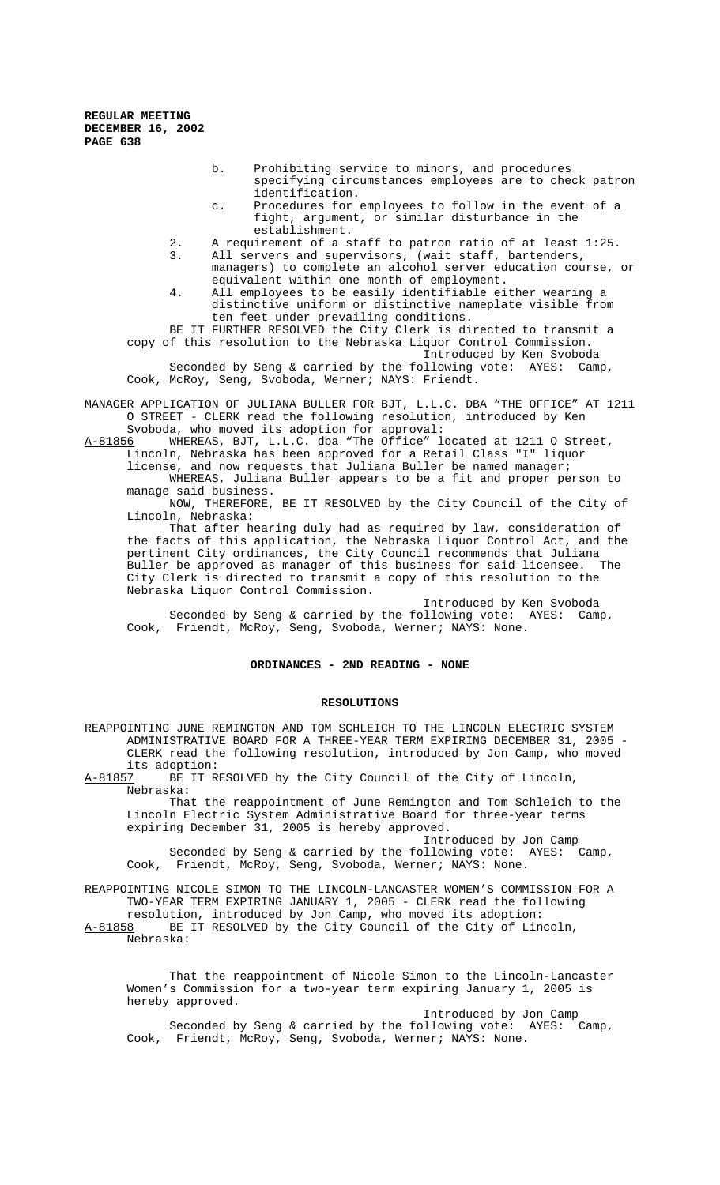b. Prohibiting service to minors, and procedures specifying circumstances employees are to check patron identification.

c. Procedures for employees to follow in the event of a fight, argument, or similar disturbance in the establishment.

2. A requirement of a staff to patron ratio of at least 1:25.
3. All servers and supervisors, (wait staff, bartenders, managers) to complete an alcohol server education course, or equivalent within one month of employment.
4. All employees to be easily identifiable either wearing a distinctive uniform or distinctive nameplate visible from ten feet under prevailing conditions.

BE IT FURTHER RESOLVED the City Clerk is directed to transmit a copy of this resolution to the Nebraska Liquor Control Commission.

Introduced by Ken Svoboda

Seconded by Seng & carried by the following vote: AYES: Camp, Cook, McRoy, Seng, Svoboda, Werner; NAYS: Friendt.

MANAGER APPLICATION OF JULIANA BULLER FOR BJT, L.L.C. DBA "THE OFFICE" AT 1211 O STREET - CLERK read the following resolution, introduced by Ken Svoboda, who moved its adoption for approval:

A-81856 WHEREAS, BJT, L.L.C. dba "The Office" located at 1211 O Street, Lincoln, Nebraska has been approved for a Retail Class "I" liquor license, and now requests that Juliana Buller be named manager;

WHEREAS, Juliana Buller appears to be a fit and proper person to manage said business.

NOW, THEREFORE, BE IT RESOLVED by the City Council of the City of Lincoln, Nebraska:

That after hearing duly had as required by law, consideration of the facts of this application, the Nebraska Liquor Control Act, and the pertinent City ordinances, the City Council recommends that Juliana Buller be approved as manager of this business for said licensee. The City Clerk is directed to transmit a copy of this resolution to the Nebraska Liquor Control Commission.

Introduced by Ken Svoboda

Seconded by Seng & carried by the following vote: AYES: Camp, Cook, Friendt, McRoy, Seng, Svoboda, Werner; NAYS: None.

## ORDINANCES - 2ND READING - NONE

## RESOLUTIONS

REAPPOINTING JUNE REMINGTON AND TOM SCHLEICH TO THE LINCOLN ELECTRIC SYSTEM ADMINISTRATIVE BOARD FOR A THREE-YEAR TERM EXPIRING DECEMBER 31, 2005 - CLERK read the following resolution, introduced by Jon Camp, who moved its adoption:

A-81857 BE IT RESOLVED by the City Council of the City of Lincoln, Nebraska:

That the reappointment of June Remington and Tom Schleich to the Lincoln Electric System Administrative Board for three-year terms expiring December 31, 2005 is hereby approved.

Introduced by Jon Camp

Seconded by Seng & carried by the following vote: AYES: Camp, Cook, Friendt, McRoy, Seng, Svoboda, Werner; NAYS: None.

REAPPOINTING NICOLE SIMON TO THE LINCOLN-LANCASTER WOMEN'S COMMISSION FOR A TWO-YEAR TERM EXPIRING JANUARY 1, 2005 - CLERK read the following resolution, introduced by Jon Camp, who moved its adoption:

A-81858 BE IT RESOLVED by the City Council of the City of Lincoln, Nebraska:

That the reappointment of Nicole Simon to the Lincoln-Lancaster Women's Commission for a two-year term expiring January 1, 2005 is hereby approved.

Introduced by Jon Camp

Seconded by Seng & carried by the following vote: AYES: Camp, Cook, Friendt, McRoy, Seng, Svoboda, Werner; NAYS: None.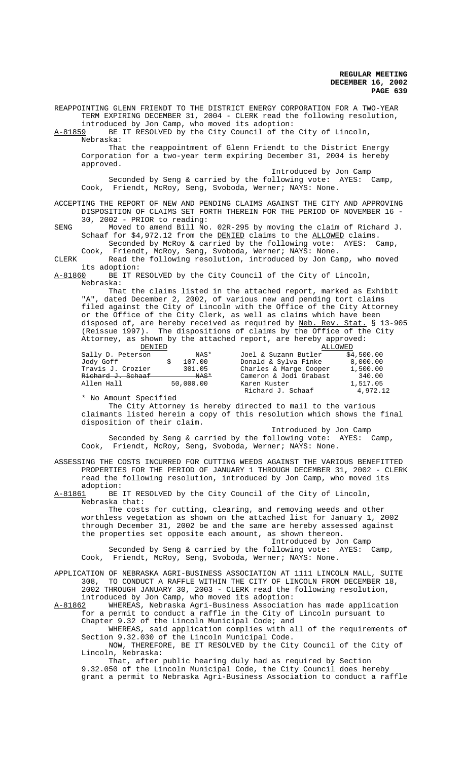REAPPOINTING GLENN FRIENDT TO THE DISTRICT ENERGY CORPORATION FOR A TWO-YEAR TERM EXPIRING DECEMBER 31, 2004 - CLERK read the following resolution, introduced by Jon Camp, who moved its adoption:

A-81859 BE IT RESOLVED by the City Council of the City of Lincoln, Nebraska:

That the reappointment of Glenn Friendt to the District Energy Corporation for a two-year term expiring December 31, 2004 is hereby approved.

Introduced by Jon Camp

Seconded by Seng & carried by the following vote: AYES: Camp, Cook, Friendt, McRoy, Seng, Svoboda, Werner; NAYS: None.

ACCEPTING THE REPORT OF NEW AND PENDING CLAIMS AGAINST THE CITY AND APPROVING DISPOSITION OF CLAIMS SET FORTH THEREIN FOR THE PERIOD OF NOVEMBER 16 - 30, 2002 - PRIOR to reading:

SENG Moved to amend Bill No. 02R-295 by moving the claim of Richard J. Schaaf for $4,972.12 from the DENIED claims to the ALLOWED claims.

Seconded by McRoy & carried by the following vote: AYES: Camp, Cook, Friendt, McRoy, Seng, Svoboda, Werner; NAYS: None.

CLERK Read the following resolution, introduced by Jon Camp, who moved its adoption:

A-81860 BE IT RESOLVED by the City Council of the City of Lincoln, Nebraska:

That the claims listed in the attached report, marked as Exhibit "A", dated December 2, 2002, of various new and pending tort claims filed against the City of Lincoln with the Office of the City Attorney or the Office of the City Clerk, as well as claims which have been disposed of, are hereby received as required by Neb. Rev. Stat. § 13-905 (Reissue 1997). The dispositions of claims by the Office of the City Attorney, as shown by the attached report, are hereby approved:

| DENIED | | ALLOWED | |
|---|---|---|---|
| Sally D. Peterson | NAS* | Joel & Suzann Butler | $4,500.00 |
| Jody Goff | $ 107.00 | Donald & Sylva Finke | 8,000.00 |
| Travis J. Crozier | 301.05 | Charles & Marge Cooper | 1,500.00 |
| ~~Richard J. Schaaf~~ | ~~NAS*~~ | Cameron & Jodi Grabast | 340.00 |
| Allen Hall | 50,000.00 | Karen Kuster | 1,517.05 |
| | | Richard J. Schaaf | 4,972.12 |

\* No Amount Specified

The City Attorney is hereby directed to mail to the various claimants listed herein a copy of this resolution which shows the final disposition of their claim.

Introduced by Jon Camp

Seconded by Seng & carried by the following vote: AYES: Camp, Cook, Friendt, McRoy, Seng, Svoboda, Werner; NAYS: None.

ASSESSING THE COSTS INCURRED FOR CUTTING WEEDS AGAINST THE VARIOUS BENEFITTED PROPERTIES FOR THE PERIOD OF JANUARY 1 THROUGH DECEMBER 31, 2002 - CLERK read the following resolution, introduced by Jon Camp, who moved its adoption:

A-81861 BE IT RESOLVED by the City Council of the City of Lincoln, Nebraska that:

The costs for cutting, clearing, and removing weeds and other worthless vegetation as shown on the attached list for January 1, 2002 through December 31, 2002 be and the same are hereby assessed against the properties set opposite each amount, as shown thereon.

Introduced by Jon Camp

Seconded by Seng & carried by the following vote: AYES: Camp, Cook, Friendt, McRoy, Seng, Svoboda, Werner; NAYS: None.

APPLICATION OF NEBRASKA AGRI-BUSINESS ASSOCIATION AT 1111 LINCOLN MALL, SUITE 308, TO CONDUCT A RAFFLE WITHIN THE CITY OF LINCOLN FROM DECEMBER 18, 2002 THROUGH JANUARY 30, 2003 - CLERK read the following resolution, introduced by Jon Camp, who moved its adoption:

A-81862 WHEREAS, Nebraska Agri-Business Association has made application for a permit to conduct a raffle in the City of Lincoln pursuant to Chapter 9.32 of the Lincoln Municipal Code; and

WHEREAS, said application complies with all of the requirements of Section 9.32.030 of the Lincoln Municipal Code.

NOW, THEREFORE, BE IT RESOLVED by the City Council of the City of Lincoln, Nebraska:

That, after public hearing duly had as required by Section 9.32.050 of the Lincoln Municipal Code, the City Council does hereby grant a permit to Nebraska Agri-Business Association to conduct a raffle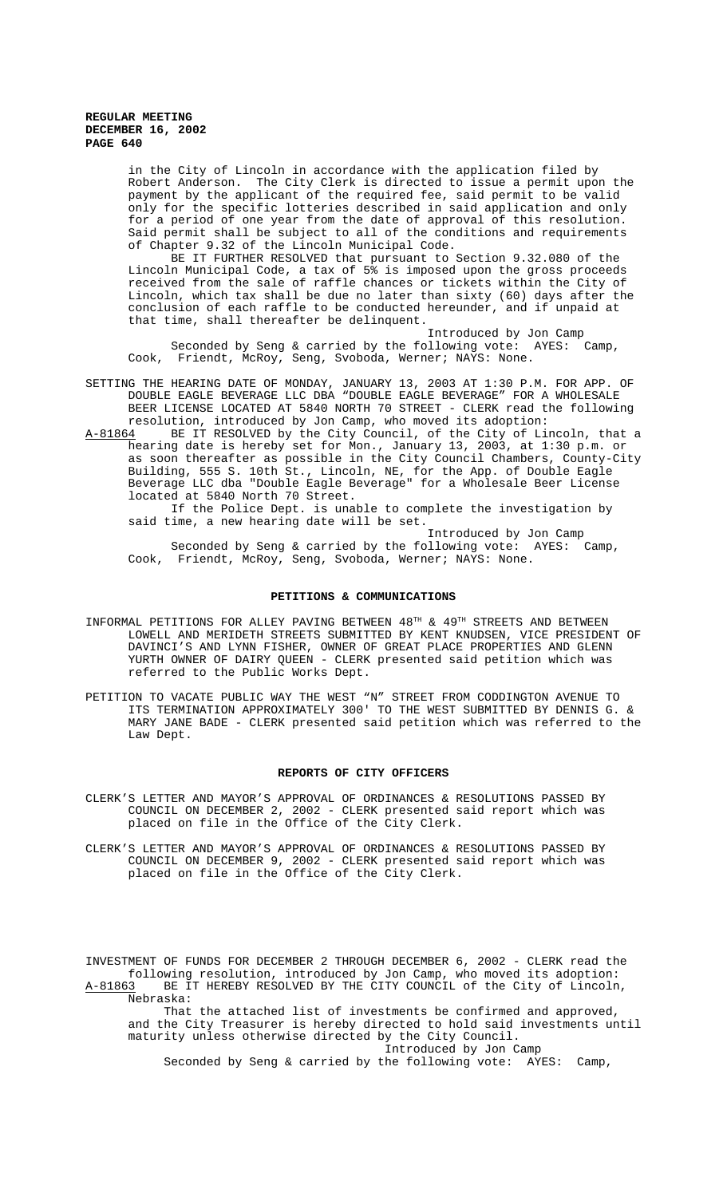in the City of Lincoln in accordance with the application filed by Robert Anderson. The City Clerk is directed to issue a permit upon the payment by the applicant of the required fee, said permit to be valid only for the specific lotteries described in said application and only for a period of one year from the date of approval of this resolution. Said permit shall be subject to all of the conditions and requirements of Chapter 9.32 of the Lincoln Municipal Code.

BE IT FURTHER RESOLVED that pursuant to Section 9.32.080 of the Lincoln Municipal Code, a tax of 5% is imposed upon the gross proceeds received from the sale of raffle chances or tickets within the City of Lincoln, which tax shall be due no later than sixty (60) days after the conclusion of each raffle to be conducted hereunder, and if unpaid at that time, shall thereafter be delinquent.

Introduced by Jon Camp

Seconded by Seng & carried by the following vote: AYES: Camp, Cook, Friendt, McRoy, Seng, Svoboda, Werner; NAYS: None.

SETTING THE HEARING DATE OF MONDAY, JANUARY 13, 2003 AT 1:30 P.M. FOR APP. OF DOUBLE EAGLE BEVERAGE LLC DBA "DOUBLE EAGLE BEVERAGE" FOR A WHOLESALE BEER LICENSE LOCATED AT 5840 NORTH 70 STREET - CLERK read the following resolution, introduced by Jon Camp, who moved its adoption:

A-81864 BE IT RESOLVED by the City Council, of the City of Lincoln, that a hearing date is hereby set for Mon., January 13, 2003, at 1:30 p.m. or as soon thereafter as possible in the City Council Chambers, County-City Building, 555 S. 10th St., Lincoln, NE, for the App. of Double Eagle Beverage LLC dba "Double Eagle Beverage" for a Wholesale Beer License located at 5840 North 70 Street.

If the Police Dept. is unable to complete the investigation by said time, a new hearing date will be set.

Introduced by Jon Camp

Seconded by Seng & carried by the following vote: AYES: Camp, Cook, Friendt, McRoy, Seng, Svoboda, Werner; NAYS: None.

## PETITIONS & COMMUNICATIONS

INFORMAL PETITIONS FOR ALLEY PAVING BETWEEN 48TH & 49TH STREETS AND BETWEEN LOWELL AND MERIDETH STREETS SUBMITTED BY KENT KNUDSEN, VICE PRESIDENT OF DAVINCI'S AND LYNN FISHER, OWNER OF GREAT PLACE PROPERTIES AND GLENN YURTH OWNER OF DAIRY QUEEN - CLERK presented said petition which was referred to the Public Works Dept.

PETITION TO VACATE PUBLIC WAY THE WEST "N" STREET FROM CODDINGTON AVENUE TO ITS TERMINATION APPROXIMATELY 300' TO THE WEST SUBMITTED BY DENNIS G. & MARY JANE BADE - CLERK presented said petition which was referred to the Law Dept.

## REPORTS OF CITY OFFICERS

CLERK'S LETTER AND MAYOR'S APPROVAL OF ORDINANCES & RESOLUTIONS PASSED BY COUNCIL ON DECEMBER 2, 2002 - CLERK presented said report which was placed on file in the Office of the City Clerk.

CLERK'S LETTER AND MAYOR'S APPROVAL OF ORDINANCES & RESOLUTIONS PASSED BY COUNCIL ON DECEMBER 9, 2002 - CLERK presented said report which was placed on file in the Office of the City Clerk.

INVESTMENT OF FUNDS FOR DECEMBER 2 THROUGH DECEMBER 6, 2002 - CLERK read the following resolution, introduced by Jon Camp, who moved its adoption:

A-81863 BE IT HEREBY RESOLVED BY THE CITY COUNCIL of the City of Lincoln, Nebraska:

That the attached list of investments be confirmed and approved, and the City Treasurer is hereby directed to hold said investments until maturity unless otherwise directed by the City Council.

Introduced by Jon Camp

Seconded by Seng & carried by the following vote: AYES: Camp,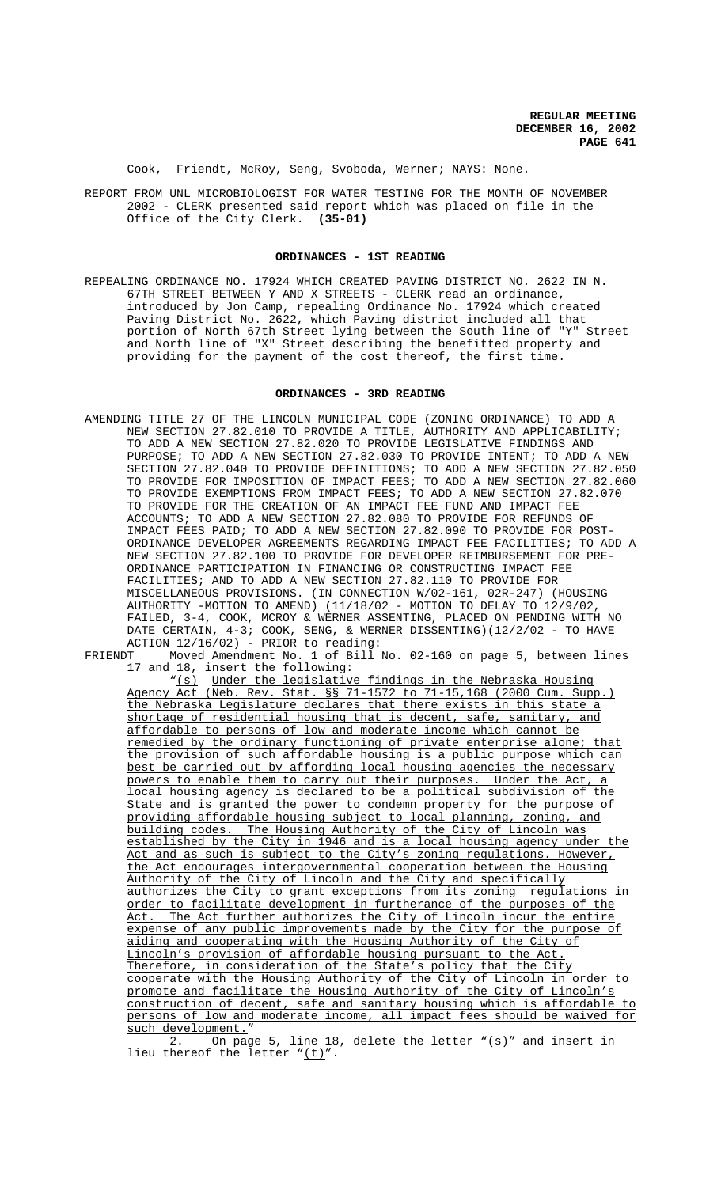Cook, Friendt, McRoy, Seng, Svoboda, Werner; NAYS: None.

REPORT FROM UNL MICROBIOLOGIST FOR WATER TESTING FOR THE MONTH OF NOVEMBER 2002 - CLERK presented said report which was placed on file in the Office of the City Clerk. **(35-01)**

## ORDINANCES - 1ST READING

REPEALING ORDINANCE NO. 17924 WHICH CREATED PAVING DISTRICT NO. 2622 IN N. 67TH STREET BETWEEN Y AND X STREETS - CLERK read an ordinance, introduced by Jon Camp, repealing Ordinance No. 17924 which created Paving District No. 2622, which Paving district included all that portion of North 67th Street lying between the South line of "Y" Street and North line of "X" Street describing the benefitted property and providing for the payment of the cost thereof, the first time.

## ORDINANCES - 3RD READING

AMENDING TITLE 27 OF THE LINCOLN MUNICIPAL CODE (ZONING ORDINANCE) TO ADD A NEW SECTION 27.82.010 TO PROVIDE A TITLE, AUTHORITY AND APPLICABILITY; TO ADD A NEW SECTION 27.82.020 TO PROVIDE LEGISLATIVE FINDINGS AND PURPOSE; TO ADD A NEW SECTION 27.82.030 TO PROVIDE INTENT; TO ADD A NEW SECTION 27.82.040 TO PROVIDE DEFINITIONS; TO ADD A NEW SECTION 27.82.050 TO PROVIDE FOR IMPOSITION OF IMPACT FEES; TO ADD A NEW SECTION 27.82.060 TO PROVIDE EXEMPTIONS FROM IMPACT FEES; TO ADD A NEW SECTION 27.82.070 TO PROVIDE FOR THE CREATION OF AN IMPACT FEE FUND AND IMPACT FEE ACCOUNTS; TO ADD A NEW SECTION 27.82.080 TO PROVIDE FOR REFUNDS OF IMPACT FEES PAID; TO ADD A NEW SECTION 27.82.090 TO PROVIDE FOR POST-ORDINANCE DEVELOPER AGREEMENTS REGARDING IMPACT FEE FACILITIES; TO ADD A NEW SECTION 27.82.100 TO PROVIDE FOR DEVELOPER REIMBURSEMENT FOR PRE-ORDINANCE PARTICIPATION IN FINANCING OR CONSTRUCTING IMPACT FEE FACILITIES; AND TO ADD A NEW SECTION 27.82.110 TO PROVIDE FOR MISCELLANEOUS PROVISIONS. (IN CONNECTION W/02-161, 02R-247) (HOUSING AUTHORITY -MOTION TO AMEND) (11/18/02 - MOTION TO DELAY TO 12/9/02, FAILED, 3-4, COOK, MCROY & WERNER ASSENTING, PLACED ON PENDING WITH NO DATE CERTAIN, 4-3; COOK, SENG, & WERNER DISSENTING)(12/2/02 - TO HAVE ACTION 12/16/02) - PRIOR to reading:

FRIENDT Moved Amendment No. 1 of Bill No. 02-160 on page 5, between lines 17 and 18, insert the following:

"<u>(s) Under the legislative findings in the Nebraska Housing Agency Act (Neb. Rev. Stat. §§ 71-1572 to 71-15,168 (2000 Cum. Supp.) the Nebraska Legislature declares that there exists in this state a shortage of residential housing that is decent, safe, sanitary, and affordable to persons of low and moderate income which cannot be remedied by the ordinary functioning of private enterprise alone; that the provision of such affordable housing is a public purpose which can best be carried out by affording local housing agencies the necessary powers to enable them to carry out their purposes. Under the Act, a local housing agency is declared to be a political subdivision of the State and is granted the power to condemn property for the purpose of providing affordable housing subject to local planning, zoning, and building codes. The Housing Authority of the City of Lincoln was established by the City in 1946 and is a local housing agency under the Act and as such is subject to the City's zoning regulations. However, the Act encourages intergovernmental cooperation between the Housing Authority of the City of Lincoln and the City and specifically authorizes the City to grant exceptions from its zoning regulations in order to facilitate development in furtherance of the purposes of the Act. The Act further authorizes the City of Lincoln incur the entire expense of any public improvements made by the City for the purpose of aiding and cooperating with the Housing Authority of the City of Lincoln's provision of affordable housing pursuant to the Act. Therefore, in consideration of the State's policy that the City cooperate with the Housing Authority of the City of Lincoln in order to promote and facilitate the Housing Authority of the City of Lincoln's construction of decent, safe and sanitary housing which is affordable to persons of low and moderate income, all impact fees should be waived for such development.</u>"

2. On page 5, line 18, delete the letter "(s)" and insert in lieu thereof the letter "<u>(t)</u>".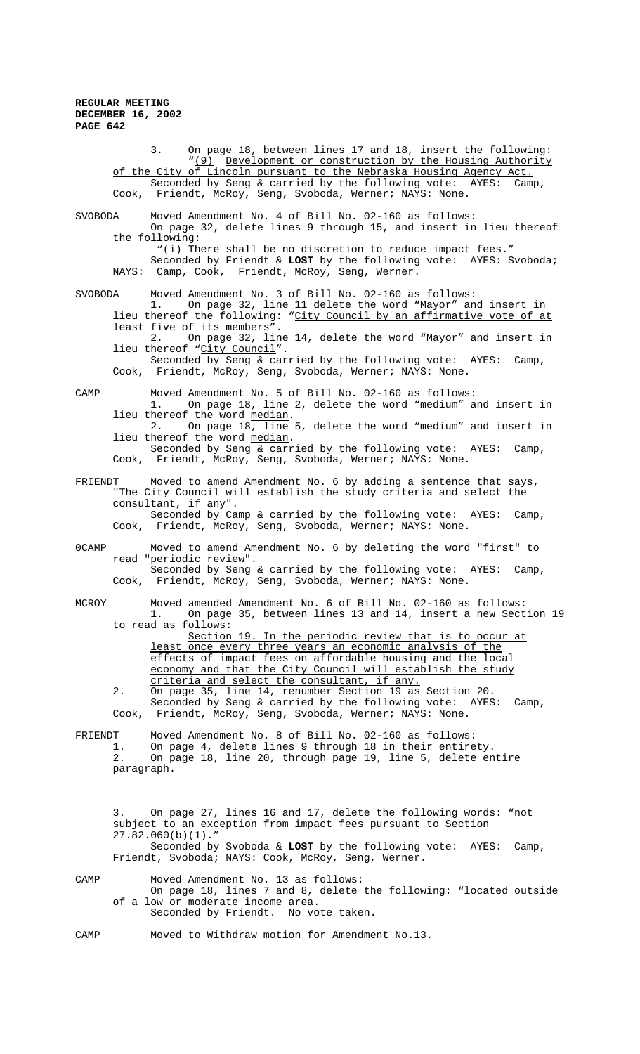3. On page 18, between lines 17 and 18, insert the following: "(9) Development or construction by the Housing Authority of the City of Lincoln pursuant to the Nebraska Housing Agency Act.

Seconded by Seng & carried by the following vote: AYES: Camp, Cook, Friendt, McRoy, Seng, Svoboda, Werner; NAYS: None.

SVOBODA Moved Amendment No. 4 of Bill No. 02-160 as follows:

On page 32, delete lines 9 through 15, and insert in lieu thereof the following:

"(i) There shall be no discretion to reduce impact fees."

Seconded by Friendt & **LOST** by the following vote: AYES: Svoboda; NAYS: Camp, Cook, Friendt, McRoy, Seng, Werner.

SVOBODA Moved Amendment No. 3 of Bill No. 02-160 as follows:

1. On page 32, line 11 delete the word "Mayor" and insert in lieu thereof the following: "City Council by an affirmative vote of at least five of its members".
2. On page 32, line 14, delete the word "Mayor" and insert in lieu thereof "City Council".

Seconded by Seng & carried by the following vote: AYES: Camp, Cook, Friendt, McRoy, Seng, Svoboda, Werner; NAYS: None.

CAMP Moved Amendment No. 5 of Bill No. 02-160 as follows:

1. On page 18, line 2, delete the word "medium" and insert in lieu thereof the word median.
2. On page 18, line 5, delete the word "medium" and insert in lieu thereof the word median.

Seconded by Seng & carried by the following vote: AYES: Camp, Cook, Friendt, McRoy, Seng, Svoboda, Werner; NAYS: None.

FRIENDT Moved to amend Amendment No. 6 by adding a sentence that says, "The City Council will establish the study criteria and select the consultant, if any".

Seconded by Camp & carried by the following vote: AYES: Camp, Cook, Friendt, McRoy, Seng, Svoboda, Werner; NAYS: None.

0CAMP Moved to amend Amendment No. 6 by deleting the word "first" to read "periodic review".

Seconded by Seng & carried by the following vote: AYES: Camp, Cook, Friendt, McRoy, Seng, Svoboda, Werner; NAYS: None.

MCROY Moved amended Amendment No. 6 of Bill No. 02-160 as follows:

1. On page 35, between lines 13 and 14, insert a new Section 19 to read as follows:

   Section 19. In the periodic review that is to occur at least once every three years an economic analysis of the effects of impact fees on affordable housing and the local economy and that the City Council will establish the study criteria and select the consultant, if any.

2. On page 35, line 14, renumber Section 19 as Section 20.

Seconded by Seng & carried by the following vote: AYES: Camp, Cook, Friendt, McRoy, Seng, Svoboda, Werner; NAYS: None.

FRIENDT Moved Amendment No. 8 of Bill No. 02-160 as follows:

1. On page 4, delete lines 9 through 18 in their entirety.
2. On page 18, line 20, through page 19, line 5, delete entire paragraph.
3. On page 27, lines 16 and 17, delete the following words: "not subject to an exception from impact fees pursuant to Section 27.82.060(b)(1)."

Seconded by Svoboda & **LOST** by the following vote: AYES: Camp, Friendt, Svoboda; NAYS: Cook, McRoy, Seng, Werner.

CAMP Moved Amendment No. 13 as follows:

On page 18, lines 7 and 8, delete the following: "located outside of a low or moderate income area.

Seconded by Friendt. No vote taken.

CAMP Moved to Withdraw motion for Amendment No.13.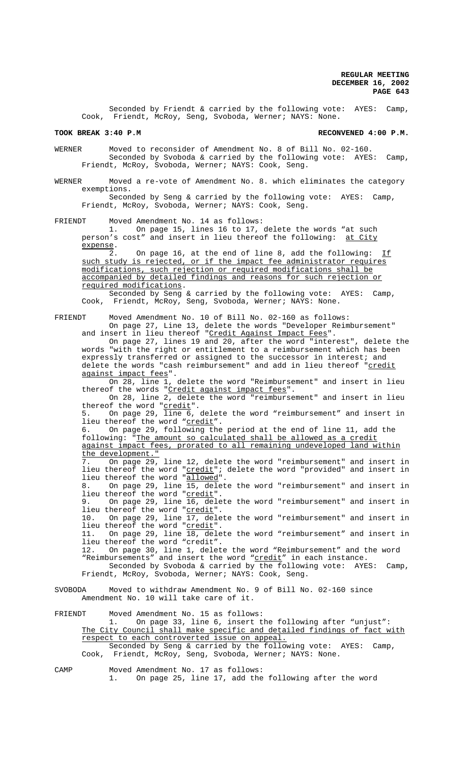Seconded by Friendt & carried by the following vote: AYES: Camp, Cook, Friendt, McRoy, Seng, Svoboda, Werner; NAYS: None.

**TOOK BREAK 3:40 P.M** **RECONVENED 4:00 P.M.**

WERNER Moved to reconsider of Amendment No. 8 of Bill No. 02-160.
Seconded by Svoboda & carried by the following vote: AYES: Camp, Friendt, McRoy, Svoboda, Werner; NAYS: Cook, Seng.

WERNER Moved a re-vote of Amendment No. 8. which eliminates the category exemptions.
Seconded by Seng & carried by the following vote: AYES: Camp, Friendt, McRoy, Svoboda, Werner; NAYS: Cook, Seng.

FRIENDT Moved Amendment No. 14 as follows:

1. On page 15, lines 16 to 17, delete the words "at such person's cost" and insert in lieu thereof the following: <u>at City expense</u>.
2. On page 16, at the end of line 8, add the following: <u>If such study is rejected, or if the impact fee administrator requires modifications, such rejection or required modifications shall be accompanied by detailed findings and reasons for such rejection or required modifications</u>.

Seconded by Seng & carried by the following vote: AYES: Camp, Cook, Friendt, McRoy, Seng, Svoboda, Werner; NAYS: None.

FRIENDT Moved Amendment No. 10 of Bill No. 02-160 as follows:

On page 27, Line 13, delete the words "Developer Reimbursement" and insert in lieu thereof "<u>Credit Against Impact Fees</u>".

On page 27, lines 19 and 20, after the word "interest", delete the words "with the right or entitlement to a reimbursement which has been expressly transferred or assigned to the successor in interest; and delete the words "cash reimbursement" and add in lieu thereof "<u>credit against impact fees</u>".

On 28, line 1, delete the word "Reimbursement" and insert in lieu thereof the words "<u>Credit against impact fees</u>".

On 28, line 2, delete the word "reimbursement" and insert in lieu thereof the word "<u>credit</u>".

5. On page 29, line 6, delete the word "reimbursement" and insert in lieu thereof the word "<u>credit</u>".
6. On page 29, following the period at the end of line 11, add the following: "<u>The amount so calculated shall be allowed as a credit against impact fees, prorated to all remaining undeveloped land within the development.</u>"
7. On page 29, line 12, delete the word "reimbursement" and insert in lieu thereof the word "<u>credit</u>"; delete the word "provided" and insert in lieu thereof the word "<u>allowed</u>".
8. On page 29, line 15, delete the word "reimbursement" and insert in lieu thereof the word "<u>credit</u>".
9. On page 29, line 16, delete the word "reimbursement" and insert in lieu thereof the word "<u>credit</u>".
10. On page 29, line 17, delete the word "reimbursement" and insert in lieu thereof the word "<u>credit</u>".
11. On page 29, line 18, delete the word "reimbursement" and insert in lieu thereof the word "credit".
12. On page 30, line 1, delete the word "Reimbursement" and the word "Reimbursements" and insert the word "<u>credit</u>" in each instance.

Seconded by Svoboda & carried by the following vote: AYES: Camp, Friendt, McRoy, Svoboda, Werner; NAYS: Cook, Seng.

SVOBODA Moved to withdraw Amendment No. 9 of Bill No. 02-160 since Amendment No. 10 will take care of it.

FRIENDT Moved Amendment No. 15 as follows:

1. On page 33, line 6, insert the following after "unjust": <u>The City Council shall make specific and detailed findings of fact with respect to each controverted issue on appeal.</u>

Seconded by Seng & carried by the following vote: AYES: Camp, Cook, Friendt, McRoy, Seng, Svoboda, Werner; NAYS: None.

CAMP Moved Amendment No. 17 as follows:

1. On page 25, line 17, add the following after the word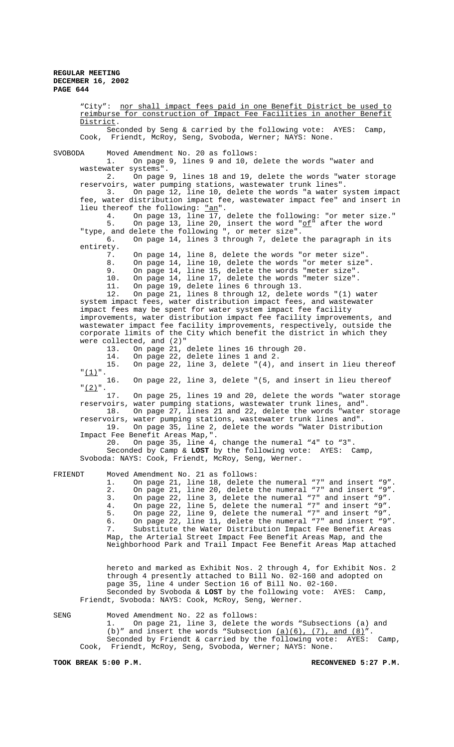"City": nor shall impact fees paid in one Benefit District be used to reimburse for construction of Impact Fee Facilities in another Benefit District.

Seconded by Seng & carried by the following vote: AYES: Camp, Cook, Friendt, McRoy, Seng, Svoboda, Werner; NAYS: None.

SVOBODA Moved Amendment No. 20 as follows:

1. On page 9, lines 9 and 10, delete the words "water and wastewater systems".
2. On page 9, lines 18 and 19, delete the words "water storage reservoirs, water pumping stations, wastewater trunk lines".
3. On page 12, line 10, delete the words "a water system impact fee, water distribution impact fee, wastewater impact fee" and insert in lieu thereof the following: "an".
4. On page 13, line 17, delete the following: "or meter size."
5. On page 13, line 20, insert the word "of" after the word "type, and delete the following ", or meter size".
6. On page 14, lines 3 through 7, delete the paragraph in its entirety.
7. On page 14, line 8, delete the words "or meter size".
8. On page 14, line 10, delete the words "or meter size".
9. On page 14, line 15, delete the words "meter size".
10. On page 14, line 17, delete the words "meter size".
11. On page 19, delete lines 6 through 13.
12. On page 21, lines 8 through 12, delete words "(1) water system impact fees, water distribution impact fees, and wastewater impact fees may be spent for water system impact fee facility improvements, water distribution impact fee facility improvements, and wastewater impact fee facility improvements, respectively, outside the corporate limits of the City which benefit the district in which they were collected, and (2)"
13. On page 21, delete lines 16 through 20.
14. On page 22, delete lines 1 and 2.
15. On page 22, line 3, delete "(4), and insert in lieu thereof "(1)".
16. On page 22, line 3, delete "(5, and insert in lieu thereof "(2)".
17. On page 25, lines 19 and 20, delete the words "water storage reservoirs, water pumping stations, wastewater trunk lines, and".
18. On page 27, lines 21 and 22, delete the words "water storage reservoirs, water pumping stations, wastewater trunk lines and".
19. On page 35, line 2, delete the words "Water Distribution Impact Fee Benefit Areas Map,".
20. On page 35, line 4, change the numeral "4" to "3".

Seconded by Camp & **LOST** by the following vote: AYES: Camp, Svoboda: NAYS: Cook, Friendt, McRoy, Seng, Werner.

FRIENDT Moved Amendment No. 21 as follows:

1. On page 21, line 18, delete the numeral "7" and insert "9".
2. On page 21, line 20, delete the numeral "7" and insert "9".
3. On page 22, line 3, delete the numeral "7" and insert "9".
4. On page 22, line 5, delete the numeral "7" and insert "9".
5. On page 22, line 9, delete the numeral "7" and insert "9".
6. On page 22, line 11, delete the numeral "7" and insert "9".
7. Substitute the Water Distribution Impact Fee Benefit Areas Map, the Arterial Street Impact Fee Benefit Areas Map, and the Neighborhood Park and Trail Impact Fee Benefit Areas Map attached hereto and marked as Exhibit Nos. 2 through 4, for Exhibit Nos. 2 through 4 presently attached to Bill No. 02-160 and adopted on page 35, line 4 under Section 16 of Bill No. 02-160.

Seconded by Svoboda & **LOST** by the following vote: AYES: Camp, Friendt, Svoboda: NAYS: Cook, McRoy, Seng, Werner.

SENG Moved Amendment No. 22 as follows:

1. On page 21, line 3, delete the words "Subsections (a) and (b)" and insert the words "Subsection (a)(6), (7), and (8)".

Seconded by Friendt & carried by the following vote: AYES: Camp, Cook, Friendt, McRoy, Seng, Svoboda, Werner; NAYS: None.

**TOOK BREAK 5:00 P.M.** **RECONVENED 5:27 P.M.**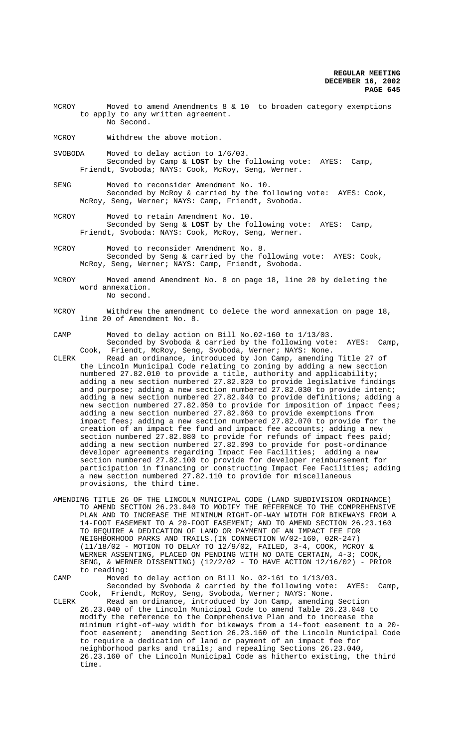MCROY Moved to amend Amendments 8 & 10 to broaden category exemptions to apply to any written agreement.
No Second.

MCROY Withdrew the above motion.

SVOBODA Moved to delay action to 1/6/03.
Seconded by Camp & **LOST** by the following vote: AYES: Camp, Friendt, Svoboda; NAYS: Cook, McRoy, Seng, Werner.

SENG Moved to reconsider Amendment No. 10.
Seconded by McRoy & carried by the following vote: AYES: Cook, McRoy, Seng, Werner; NAYS: Camp, Friendt, Svoboda.

MCROY Moved to retain Amendment No. 10.
Seconded by Seng & **LOST** by the following vote: AYES: Camp, Friendt, Svoboda: NAYS: Cook, McRoy, Seng, Werner.

MCROY Moved to reconsider Amendment No. 8.
Seconded by Seng & carried by the following vote: AYES: Cook, McRoy, Seng, Werner; NAYS: Camp, Friendt, Svoboda.

MCROY Moved amend Amendment No. 8 on page 18, line 20 by deleting the word annexation.
No second.

MCROY Withdrew the amendment to delete the word annexation on page 18, line 20 of Amendment No. 8.

CAMP Moved to delay action on Bill No.02-160 to 1/13/03.
Seconded by Svoboda & carried by the following vote: AYES: Camp, Cook, Friendt, McRoy, Seng, Svoboda, Werner; NAYS: None.

CLERK Read an ordinance, introduced by Jon Camp, amending Title 27 of the Lincoln Municipal Code relating to zoning by adding a new section numbered 27.82.010 to provide a title, authority and applicability; adding a new section numbered 27.82.020 to provide legislative findings and purpose; adding a new section numbered 27.82.030 to provide intent; adding a new section numbered 27.82.040 to provide definitions; adding a new section numbered 27.82.050 to provide for imposition of impact fees; adding a new section numbered 27.82.060 to provide exemptions from impact fees; adding a new section numbered 27.82.070 to provide for the creation of an impact fee fund and impact fee accounts; adding a new section numbered 27.82.080 to provide for refunds of impact fees paid; adding a new section numbered 27.82.090 to provide for post-ordinance developer agreements regarding Impact Fee Facilities; adding a new section numbered 27.82.100 to provide for developer reimbursement for participation in financing or constructing Impact Fee Facilities; adding a new section numbered 27.82.110 to provide for miscellaneous provisions, the third time.

AMENDING TITLE 26 OF THE LINCOLN MUNICIPAL CODE (LAND SUBDIVISION ORDINANCE) TO AMEND SECTION 26.23.040 TO MODIFY THE REFERENCE TO THE COMPREHENSIVE PLAN AND TO INCREASE THE MINIMUM RIGHT-OF-WAY WIDTH FOR BIKEWAYS FROM A 14-FOOT EASEMENT TO A 20-FOOT EASEMENT; AND TO AMEND SECTION 26.23.160 TO REQUIRE A DEDICATION OF LAND OR PAYMENT OF AN IMPACT FEE FOR NEIGHBORHOOD PARKS AND TRAILS.(IN CONNECTION W/02-160, 02R-247) (11/18/02 - MOTION TO DELAY TO 12/9/02, FAILED, 3-4, COOK, MCROY & WERNER ASSENTING, PLACED ON PENDING WITH NO DATE CERTAIN, 4-3; COOK, SENG, & WERNER DISSENTING) (12/2/02 - TO HAVE ACTION 12/16/02) - PRIOR to reading:

CAMP Moved to delay action on Bill No. 02-161 to 1/13/03.
Seconded by Svoboda & carried by the following vote: AYES: Camp, Cook, Friendt, McRoy, Seng, Svoboda, Werner; NAYS: None.

CLERK Read an ordinance, introduced by Jon Camp, amending Section 26.23.040 of the Lincoln Municipal Code to amend Table 26.23.040 to modify the reference to the Comprehensive Plan and to increase the minimum right-of-way width for bikeways from a 14-foot easement to a 20-foot easement; amending Section 26.23.160 of the Lincoln Municipal Code to require a dedication of land or payment of an impact fee for neighborhood parks and trails; and repealing Sections 26.23.040, 26.23.160 of the Lincoln Municipal Code as hitherto existing, the third time.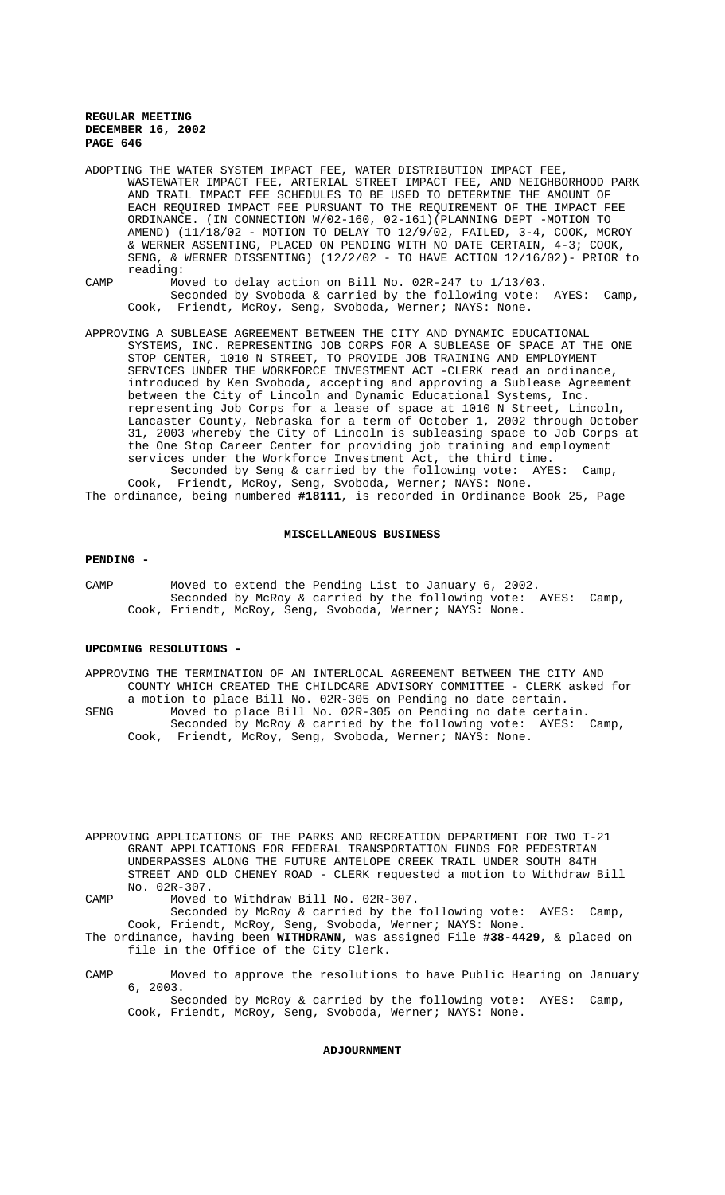ADOPTING THE WATER SYSTEM IMPACT FEE, WATER DISTRIBUTION IMPACT FEE, WASTEWATER IMPACT FEE, ARTERIAL STREET IMPACT FEE, AND NEIGHBORHOOD PARK AND TRAIL IMPACT FEE SCHEDULES TO BE USED TO DETERMINE THE AMOUNT OF EACH REQUIRED IMPACT FEE PURSUANT TO THE REQUIREMENT OF THE IMPACT FEE ORDINANCE. (IN CONNECTION W/02-160, 02-161)(PLANNING DEPT -MOTION TO AMEND) (11/18/02 - MOTION TO DELAY TO 12/9/02, FAILED, 3-4, COOK, MCROY & WERNER ASSENTING, PLACED ON PENDING WITH NO DATE CERTAIN, 4-3; COOK, SENG, & WERNER DISSENTING) (12/2/02 - TO HAVE ACTION 12/16/02)- PRIOR to reading:

CAMP Moved to delay action on Bill No. 02R-247 to 1/13/03.
Seconded by Svoboda & carried by the following vote: AYES: Camp, Cook, Friendt, McRoy, Seng, Svoboda, Werner; NAYS: None.

APPROVING A SUBLEASE AGREEMENT BETWEEN THE CITY AND DYNAMIC EDUCATIONAL SYSTEMS, INC. REPRESENTING JOB CORPS FOR A SUBLEASE OF SPACE AT THE ONE STOP CENTER, 1010 N STREET, TO PROVIDE JOB TRAINING AND EMPLOYMENT SERVICES UNDER THE WORKFORCE INVESTMENT ACT -CLERK read an ordinance, introduced by Ken Svoboda, accepting and approving a Sublease Agreement between the City of Lincoln and Dynamic Educational Systems, Inc. representing Job Corps for a lease of space at 1010 N Street, Lincoln, Lancaster County, Nebraska for a term of October 1, 2002 through October 31, 2003 whereby the City of Lincoln is subleasing space to Job Corps at the One Stop Career Center for providing job training and employment services under the Workforce Investment Act, the third time.
Seconded by Seng & carried by the following vote: AYES: Camp, Cook, Friendt, McRoy, Seng, Svoboda, Werner; NAYS: None.
The ordinance, being numbered **#18111**, is recorded in Ordinance Book 25, Page

## MISCELLANEOUS BUSINESS

### PENDING -

CAMP Moved to extend the Pending List to January 6, 2002.
Seconded by McRoy & carried by the following vote: AYES: Camp, Cook, Friendt, McRoy, Seng, Svoboda, Werner; NAYS: None.

### UPCOMING RESOLUTIONS -

APPROVING THE TERMINATION OF AN INTERLOCAL AGREEMENT BETWEEN THE CITY AND COUNTY WHICH CREATED THE CHILDCARE ADVISORY COMMITTEE - CLERK asked for a motion to place Bill No. 02R-305 on Pending no date certain.

SENG Moved to place Bill No. 02R-305 on Pending no date certain.
Seconded by McRoy & carried by the following vote: AYES: Camp, Cook, Friendt, McRoy, Seng, Svoboda, Werner; NAYS: None.

APPROVING APPLICATIONS OF THE PARKS AND RECREATION DEPARTMENT FOR TWO T-21 GRANT APPLICATIONS FOR FEDERAL TRANSPORTATION FUNDS FOR PEDESTRIAN UNDERPASSES ALONG THE FUTURE ANTELOPE CREEK TRAIL UNDER SOUTH 84TH STREET AND OLD CHENEY ROAD - CLERK requested a motion to Withdraw Bill No. 02R-307.

CAMP Moved to Withdraw Bill No. 02R-307.
Seconded by McRoy & carried by the following vote: AYES: Camp, Cook, Friendt, McRoy, Seng, Svoboda, Werner; NAYS: None.
The ordinance, having been **WITHDRAWN**, was assigned File **#38-4429**, & placed on file in the Office of the City Clerk.

CAMP Moved to approve the resolutions to have Public Hearing on January 6, 2003.
Seconded by McRoy & carried by the following vote: AYES: Camp, Cook, Friendt, McRoy, Seng, Svoboda, Werner; NAYS: None.

## ADJOURNMENT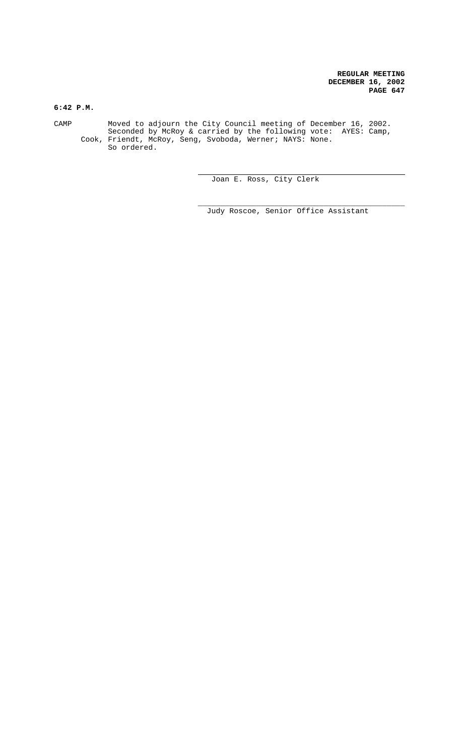**6:42 P.M.**

CAMP Moved to adjourn the City Council meeting of December 16, 2002. Seconded by McRoy & carried by the following vote: AYES: Camp, Cook, Friendt, McRoy, Seng, Svoboda, Werner; NAYS: None. So ordered.

\_\_\_\_\_\_\_\_\_\_\_\_\_\_\_\_\_\_\_\_\_\_\_\_\_\_\_\_\_\_\_\_\_\_\_\_\_\_\_\_\_\_\_\_\_\_
Joan E. Ross, City Clerk

\_\_\_\_\_\_\_\_\_\_\_\_\_\_\_\_\_\_\_\_\_\_\_\_\_\_\_\_\_\_\_\_\_\_\_\_\_\_\_\_\_\_\_\_\_\_
Judy Roscoe, Senior Office Assistant